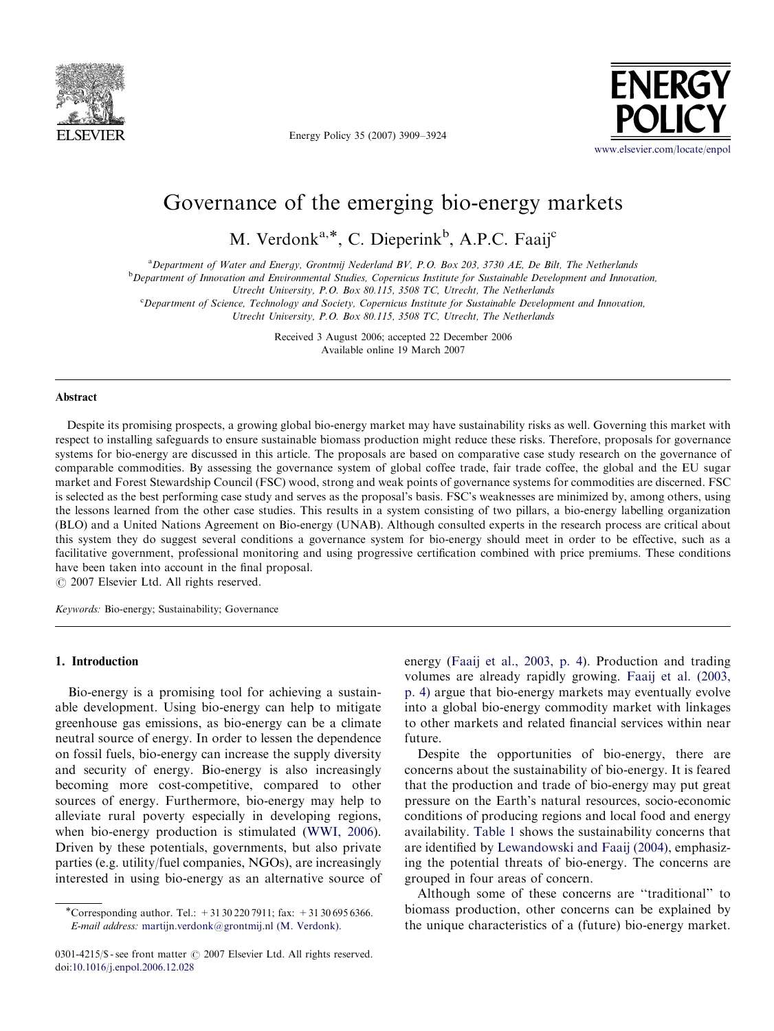# Governance of the emerging bio-energy markets

M. Verdonk[a,*], C. Dieperink[b], A.P.C. Faaij[c]

[a] Department of Water and Energy, Grontmij Nederland BV, P.O. Box 203, 3730 AE, De Bilt, The Netherlands

[b] Department of Innovation and Environmental Studies, Copernicus Institute for Sustainable Development and Innovation, Utrecht University, P.O. Box 80.115, 3508 TC, Utrecht, The Netherlands

[c] Department of Science, Technology and Society, Copernicus Institute for Sustainable Development and Innovation, Utrecht University, P.O. Box 80.115, 3508 TC, Utrecht, The Netherlands

Received 3 August 2006; accepted 22 December 2006
Available online 19 March 2007

## Abstract

Despite its promising prospects, a growing global bio-energy market may have sustainability risks as well. Governing this market with respect to installing safeguards to ensure sustainable biomass production might reduce these risks. Therefore, proposals for governance systems for bio-energy are discussed in this article. The proposals are based on comparative case study research on the governance of comparable commodities. By assessing the governance system of global coffee trade, fair trade coffee, the global and the EU sugar market and Forest Stewardship Council (FSC) wood, strong and weak points of governance systems for commodities are discerned. FSC is selected as the best performing case study and serves as the proposal's basis. FSC's weaknesses are minimized by, among others, using the lessons learned from the other case studies. This results in a system consisting of two pillars, a bio-energy labelling organization (BLO) and a United Nations Agreement on Bio-energy (UNAB). Although consulted experts in the research process are critical about this system they do suggest several conditions a governance system for bio-energy should meet in order to be effective, such as a facilitative government, professional monitoring and using progressive certification combined with price premiums. These conditions have been taken into account in the final proposal.

© 2007 Elsevier Ltd. All rights reserved.

*Keywords:* Bio-energy; Sustainability; Governance

## 1. Introduction

Bio-energy is a promising tool for achieving a sustainable development. Using bio-energy can help to mitigate greenhouse gas emissions, as bio-energy can be a climate neutral source of energy. In order to lessen the dependence on fossil fuels, bio-energy can increase the supply diversity and security of energy. Bio-energy is also increasingly becoming more cost-competitive, compared to other sources of energy. Furthermore, bio-energy may help to alleviate rural poverty especially in developing regions, when bio-energy production is stimulated (WWI, 2006). Driven by these potentials, governments, but also private parties (e.g. utility/fuel companies, NGOs), are increasingly interested in using bio-energy as an alternative source of energy (Faaij et al., 2003, p. 4). Production and trading volumes are already rapidly growing. Faaij et al. (2003, p. 4) argue that bio-energy markets may eventually evolve into a global bio-energy commodity market with linkages to other markets and related financial services within near future.

Despite the opportunities of bio-energy, there are concerns about the sustainability of bio-energy. It is feared that the production and trade of bio-energy may put great pressure on the Earth's natural resources, socio-economic conditions of producing regions and local food and energy availability. Table 1 shows the sustainability concerns that are identified by Lewandowski and Faaij (2004), emphasizing the potential threats of bio-energy. The concerns are grouped in four areas of concern.

Although some of these concerns are "traditional" to biomass production, other concerns can be explained by the unique characteristics of a (future) bio-energy market.

*Corresponding author. Tel.: +31 30 220 7911; fax: +31 30 695 6366.
*E-mail address:* martijn.verdonk@grontmij.nl (M. Verdonk).

0301-4215/$ - see front matter © 2007 Elsevier Ltd. All rights reserved.
doi:10.1016/j.enpol.2006.12.028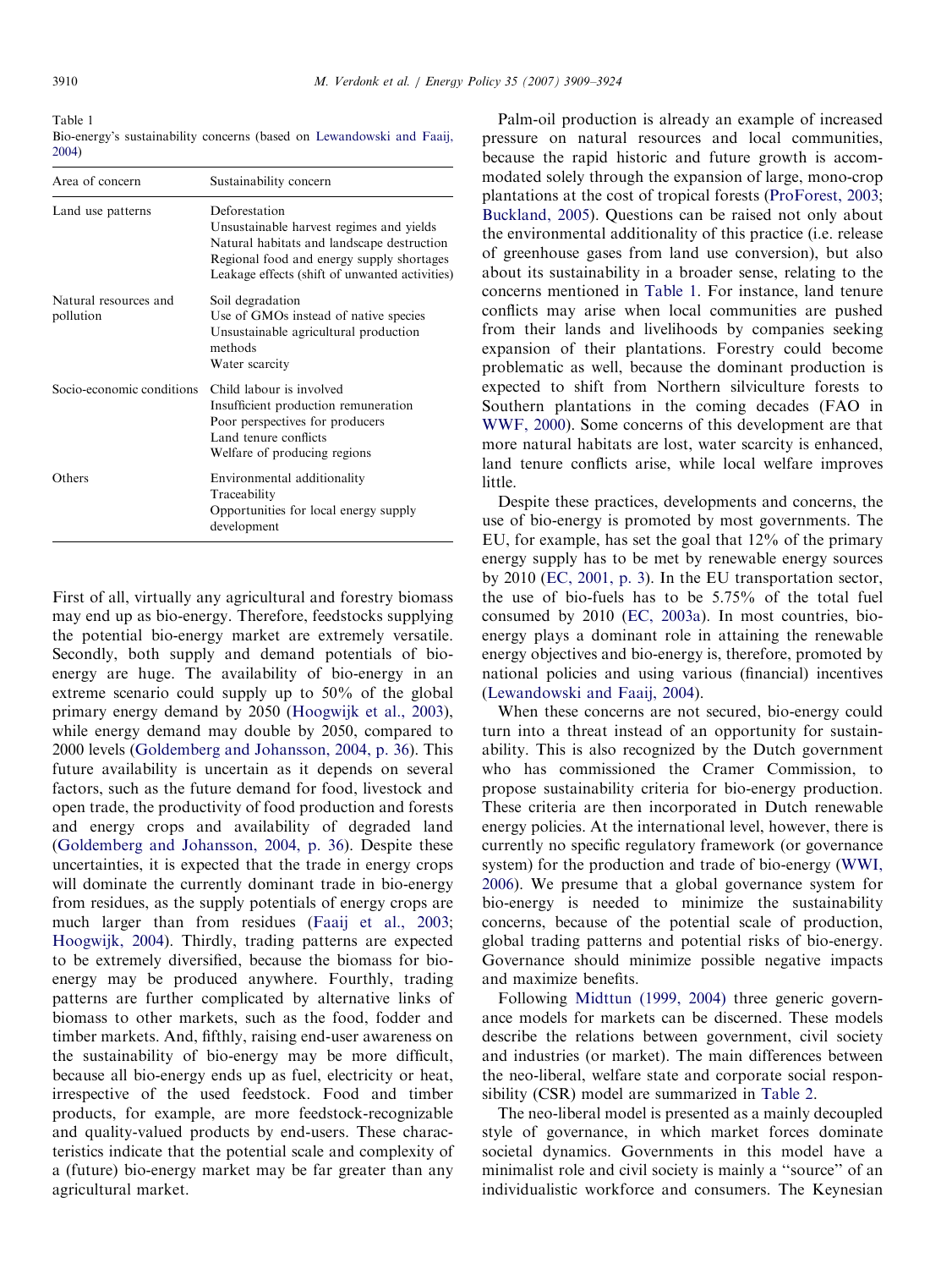Table 1
Bio-energy's sustainability concerns (based on Lewandowski and Faaij, 2004)

| Area of concern | Sustainability concern |
|---|---|
| Land use patterns | Deforestation<br>Unsustainable harvest regimes and yields<br>Natural habitats and landscape destruction<br>Regional food and energy supply shortages<br>Leakage effects (shift of unwanted activities) |
| Natural resources and pollution | Soil degradation<br>Use of GMOs instead of native species<br>Unsustainable agricultural production methods<br>Water scarcity |
| Socio-economic conditions | Child labour is involved<br>Insufficient production remuneration<br>Poor perspectives for producers<br>Land tenure conflicts<br>Welfare of producing regions |
| Others | Environmental additionality<br>Traceability<br>Opportunities for local energy supply development |

First of all, virtually any agricultural and forestry biomass may end up as bio-energy. Therefore, feedstocks supplying the potential bio-energy market are extremely versatile. Secondly, both supply and demand potentials of bio-energy are huge. The availability of bio-energy in an extreme scenario could supply up to 50% of the global primary energy demand by 2050 (Hoogwijk et al., 2003), while energy demand may double by 2050, compared to 2000 levels (Goldemberg and Johansson, 2004, p. 36). This future availability is uncertain as it depends on several factors, such as the future demand for food, livestock and open trade, the productivity of food production and forests and energy crops and availability of degraded land (Goldemberg and Johansson, 2004, p. 36). Despite these uncertainties, it is expected that the trade in energy crops will dominate the currently dominant trade in bio-energy from residues, as the supply potentials of energy crops are much larger than from residues (Faaij et al., 2003; Hoogwijk, 2004). Thirdly, trading patterns are expected to be extremely diversified, because the biomass for bio-energy may be produced anywhere. Fourthly, trading patterns are further complicated by alternative links of biomass to other markets, such as the food, fodder and timber markets. And, fifthly, raising end-user awareness on the sustainability of bio-energy may be more difficult, because all bio-energy ends up as fuel, electricity or heat, irrespective of the used feedstock. Food and timber products, for example, are more feedstock-recognizable and quality-valued products by end-users. These characteristics indicate that the potential scale and complexity of a (future) bio-energy market may be far greater than any agricultural market.

Palm-oil production is already an example of increased pressure on natural resources and local communities, because the rapid historic and future growth is accommodated solely through the expansion of large, mono-crop plantations at the cost of tropical forests (ProForest, 2003; Buckland, 2005). Questions can be raised not only about the environmental additionality of this practice (i.e. release of greenhouse gases from land use conversion), but also about its sustainability in a broader sense, relating to the concerns mentioned in Table 1. For instance, land tenure conflicts may arise when local communities are pushed from their lands and livelihoods by companies seeking expansion of their plantations. Forestry could become problematic as well, because the dominant production is expected to shift from Northern silviculture forests to Southern plantations in the coming decades (FAO in WWF, 2000). Some concerns of this development are that more natural habitats are lost, water scarcity is enhanced, land tenure conflicts arise, while local welfare improves little.

Despite these practices, developments and concerns, the use of bio-energy is promoted by most governments. The EU, for example, has set the goal that 12% of the primary energy supply has to be met by renewable energy sources by 2010 (EC, 2001, p. 3). In the EU transportation sector, the use of bio-fuels has to be 5.75% of the total fuel consumed by 2010 (EC, 2003a). In most countries, bio-energy plays a dominant role in attaining the renewable energy objectives and bio-energy is, therefore, promoted by national policies and using various (financial) incentives (Lewandowski and Faaij, 2004).

When these concerns are not secured, bio-energy could turn into a threat instead of an opportunity for sustainability. This is also recognized by the Dutch government who has commissioned the Cramer Commission, to propose sustainability criteria for bio-energy production. These criteria are then incorporated in Dutch renewable energy policies. At the international level, however, there is currently no specific regulatory framework (or governance system) for the production and trade of bio-energy (WWI, 2006). We presume that a global governance system for bio-energy is needed to minimize the sustainability concerns, because of the potential scale of production, global trading patterns and potential risks of bio-energy. Governance should minimize possible negative impacts and maximize benefits.

Following Midttun (1999, 2004) three generic governance models for markets can be discerned. These models describe the relations between government, civil society and industries (or market). The main differences between the neo-liberal, welfare state and corporate social responsibility (CSR) model are summarized in Table 2.

The neo-liberal model is presented as a mainly decoupled style of governance, in which market forces dominate societal dynamics. Governments in this model have a minimalist role and civil society is mainly a "source" of an individualistic workforce and consumers. The Keynesian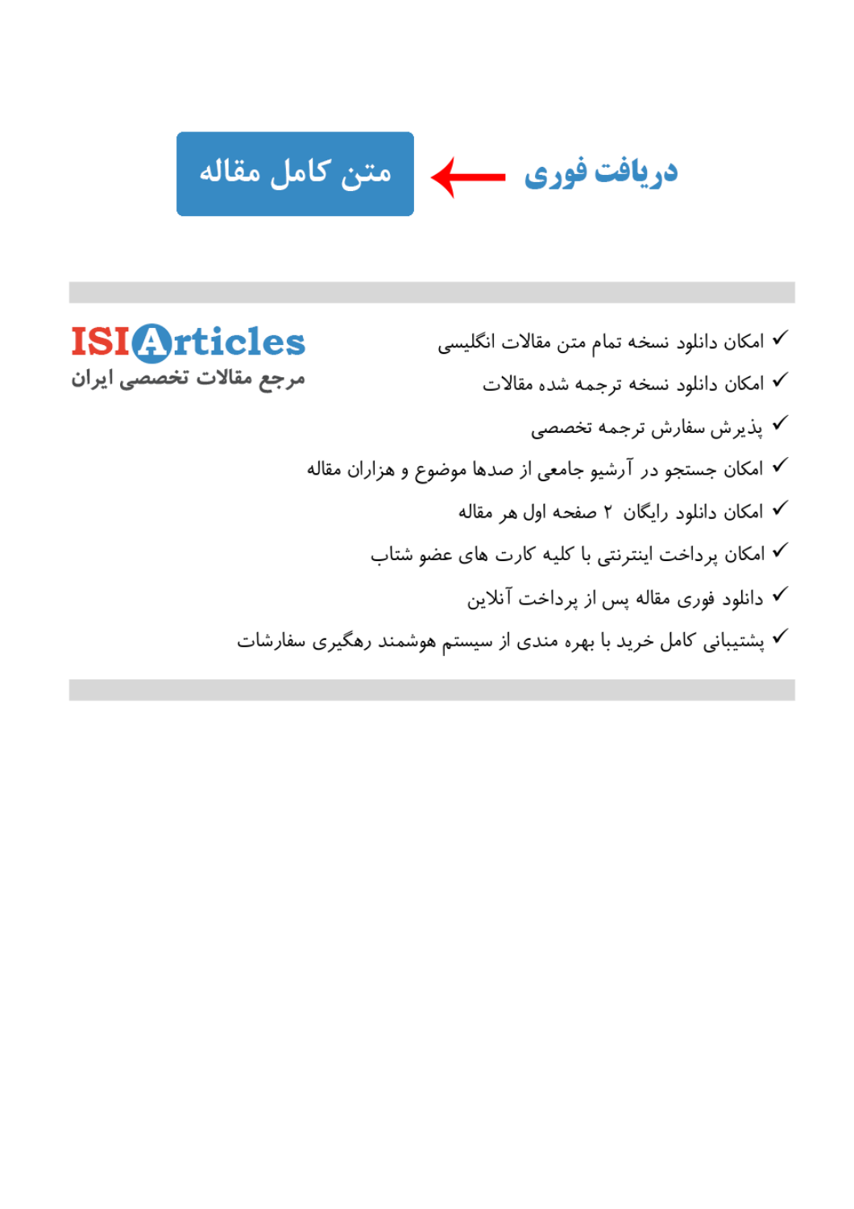دریافت فوری ← **متن کامل مقاله**

**ISIArticles**
مرجع مقالات تخصصی ایران

- ✓ امکان دانلود نسخه تمام متن مقالات انگلیسی
- ✓ امکان دانلود نسخه ترجمه شده مقالات
- ✓ پذیرش سفارش ترجمه تخصصی
- ✓ امکان جستجو در آرشیو جامعی از صدها موضوع و هزاران مقاله
- ✓ امکان دانلود رایگان ۲ صفحه اول هر مقاله
- ✓ امکان پرداخت اینترنتی با کلیه کارت های عضو شتاب
- ✓ دانلود فوری مقاله پس از پرداخت آنلاین
- ✓ پشتیبانی کامل خرید با بهره مندی از سیستم هوشمند رهگیری سفارشات